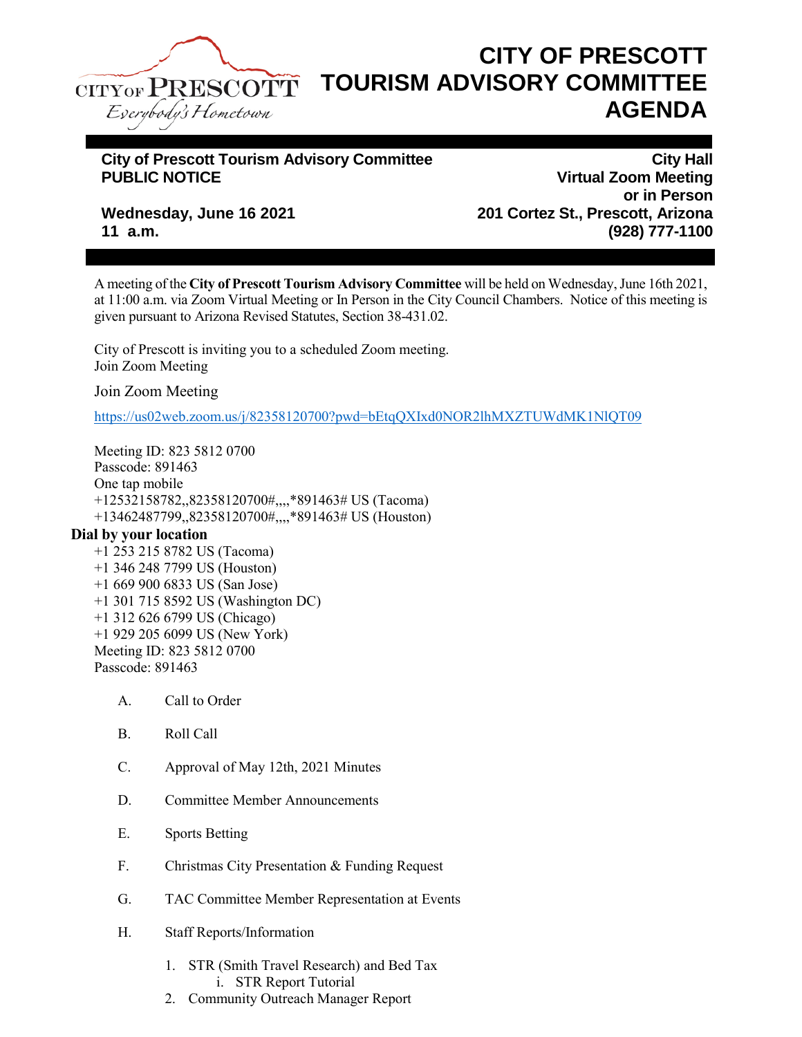# CITY OF PRESCOTT TOURISM ADVISORY COMMITTEE AGENDA

CITY OF PRESCOTT
*Everybody's Hometown*

**City of Prescott Tourism Advisory Committee**
**PUBLIC NOTICE**

**Wednesday, June 16 2021**
**11 a.m.**

**City Hall**
**Virtual Zoom Meeting**
**or in Person**
**201 Cortez St., Prescott, Arizona**
**(928) 777-1100**

A meeting of the **City of Prescott Tourism Advisory Committee** will be held on Wednesday, June 16th 2021, at 11:00 a.m. via Zoom Virtual Meeting or In Person in the City Council Chambers. Notice of this meeting is given pursuant to Arizona Revised Statutes, Section 38-431.02.

City of Prescott is inviting you to a scheduled Zoom meeting.
Join Zoom Meeting

Join Zoom Meeting

https://us02web.zoom.us/j/82358120700?pwd=bEtqQXIxd0NOR2lhMXZTUWdMK1NlQT09

Meeting ID: 823 5812 0700
Passcode: 891463
One tap mobile
+12532158782,,82358120700#,,,,*891463# US (Tacoma)
+13462487799,,82358120700#,,,,*891463# US (Houston)

**Dial by your location**

+1 253 215 8782 US (Tacoma)
+1 346 248 7799 US (Houston)
+1 669 900 6833 US (San Jose)
+1 301 715 8592 US (Washington DC)
+1 312 626 6799 US (Chicago)
+1 929 205 6099 US (New York)
Meeting ID: 823 5812 0700
Passcode: 891463

A. Call to Order

B. Roll Call

C. Approval of May 12th, 2021 Minutes

D. Committee Member Announcements

E. Sports Betting

F. Christmas City Presentation & Funding Request

G. TAC Committee Member Representation at Events

H. Staff Reports/Information

1. STR (Smith Travel Research) and Bed Tax
   i. STR Report Tutorial
2. Community Outreach Manager Report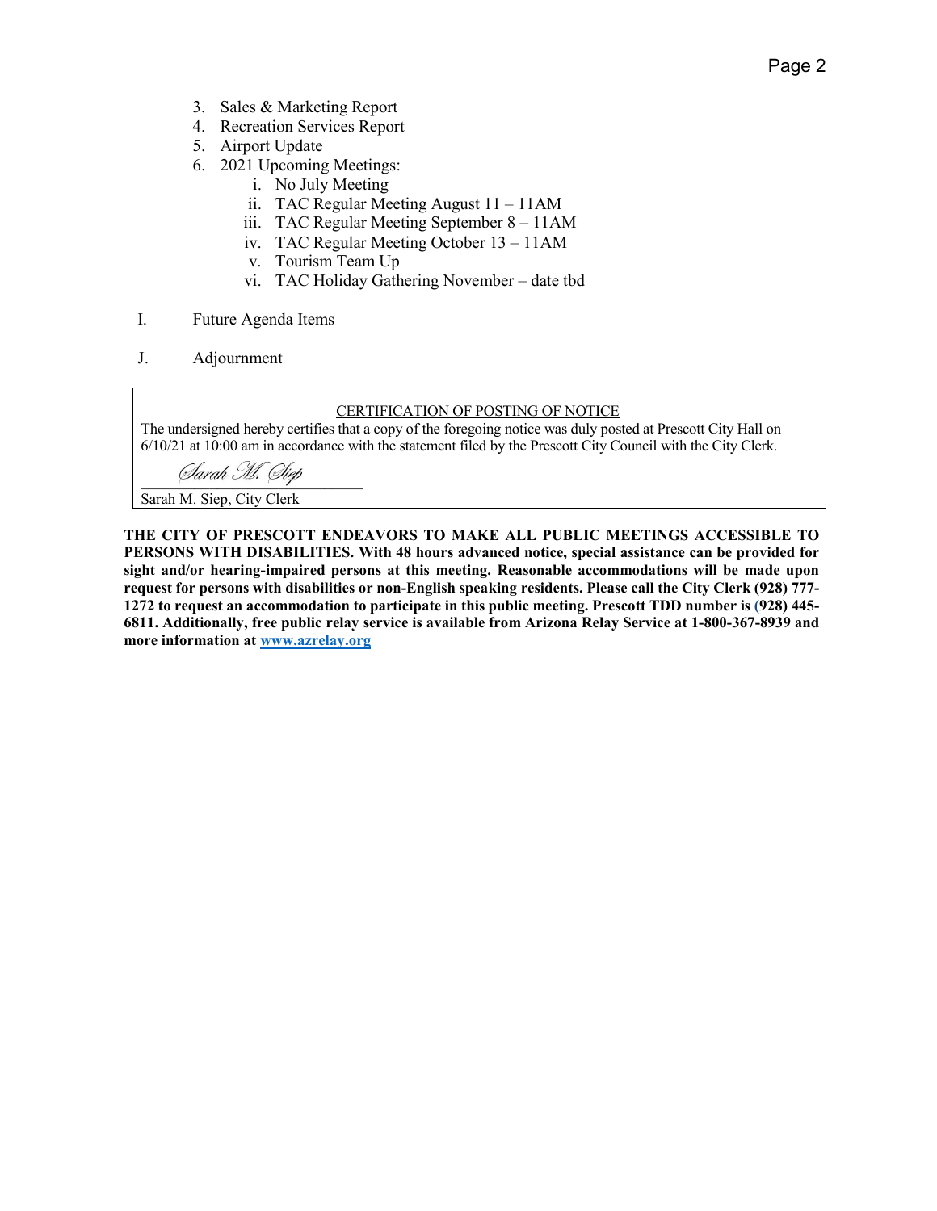3. Sales & Marketing Report
4. Recreation Services Report
5. Airport Update
6. 2021 Upcoming Meetings:
    i. No July Meeting
    ii. TAC Regular Meeting August 11 – 11AM
    iii. TAC Regular Meeting September 8 – 11AM
    iv. TAC Regular Meeting October 13 – 11AM
    v. Tourism Team Up
    vi. TAC Holiday Gathering November – date tbd

I. Future Agenda Items

J. Adjournment

CERTIFICATION OF POSTING OF NOTICE

The undersigned hereby certifies that a copy of the foregoing notice was duly posted at Prescott City Hall on 6/10/21 at 10:00 am in accordance with the statement filed by the Prescott City Council with the City Clerk.

*Sarah M. Siep*

Sarah M. Siep, City Clerk

**THE CITY OF PRESCOTT ENDEAVORS TO MAKE ALL PUBLIC MEETINGS ACCESSIBLE TO PERSONS WITH DISABILITIES. With 48 hours advanced notice, special assistance can be provided for sight and/or hearing-impaired persons at this meeting. Reasonable accommodations will be made upon request for persons with disabilities or non-English speaking residents. Please call the City Clerk (928) 777-1272 to request an accommodation to participate in this public meeting. Prescott TDD number is (928) 445-6811. Additionally, free public relay service is available from Arizona Relay Service at 1-800-367-8939 and more information at [www.azrelay.org](http://www.azrelay.org)**